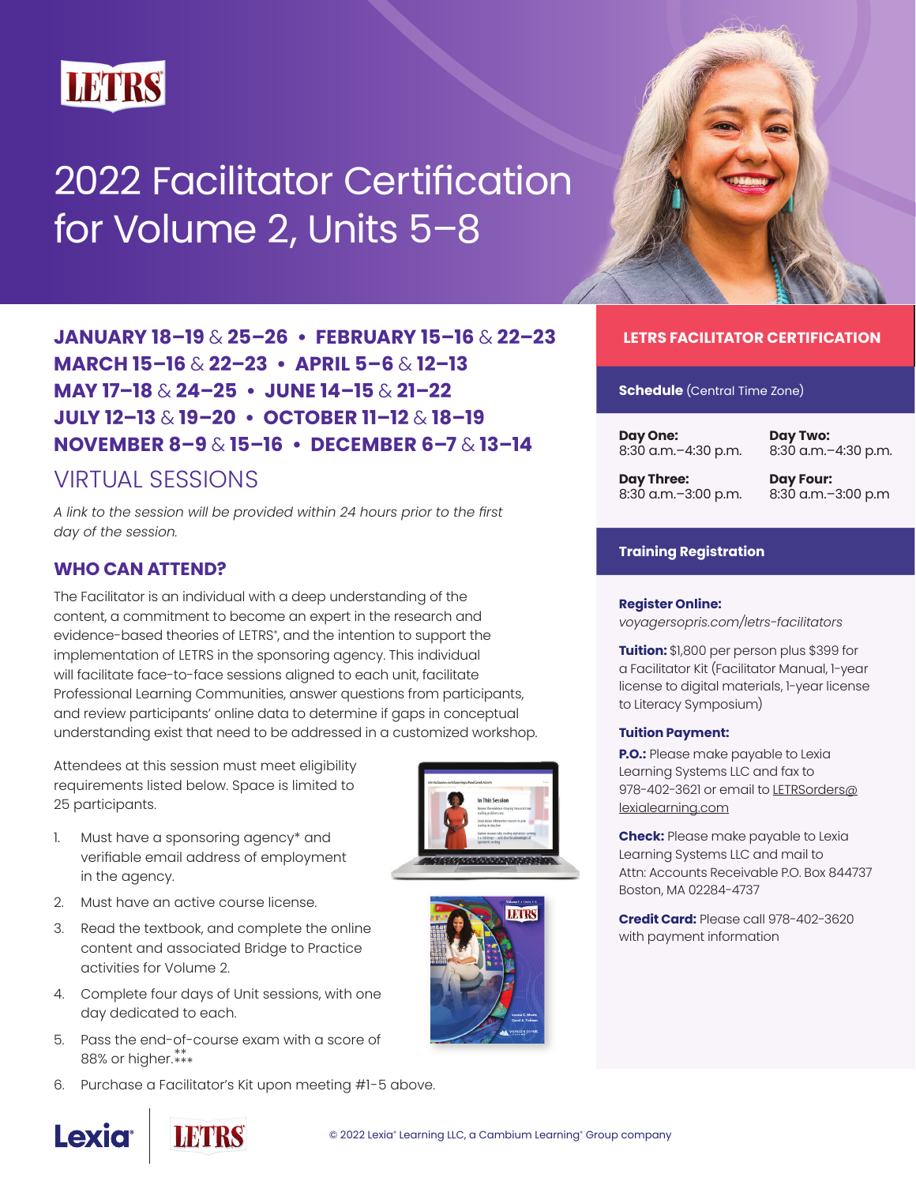# 2022 Facilitator Certification for Volume 2, Units 5–8

**JANUARY 18–19 & 25–26 • FEBRUARY 15–16 & 22–23**
**MARCH 15–16 & 22–23 • APRIL 5–6 & 12–13**
**MAY 17–18 & 24–25 • JUNE 14–15 & 21–22**
**JULY 12–13 & 19–20 • OCTOBER 11–12 & 18–19**
**NOVEMBER 8–9 & 15–16 • DECEMBER 6–7 & 13–14**

## VIRTUAL SESSIONS

*A link to the session will be provided within 24 hours prior to the first day of the session.*

### WHO CAN ATTEND?

The Facilitator is an individual with a deep understanding of the content, a commitment to become an expert in the research and evidence-based theories of LETRS®, and the intention to support the implementation of LETRS in the sponsoring agency. This individual will facilitate face-to-face sessions aligned to each unit, facilitate Professional Learning Communities, answer questions from participants, and review participants' online data to determine if gaps in conceptual understanding exist that need to be addressed in a customized workshop.

Attendees at this session must meet eligibility requirements listed below. Space is limited to 25 participants.

1. Must have a sponsoring agency* and verifiable email address of employment in the agency.
2. Must have an active course license.
3. Read the textbook, and complete the online content and associated Bridge to Practice activities for Volume 2.
4. Complete four days of Unit sessions, with one day dedicated to each.
5. Pass the end-of-course exam with a score of 88% or higher.** ***
6. Purchase a Facilitator's Kit upon meeting #1-5 above.

## LETRS FACILITATOR CERTIFICATION

### Schedule (Central Time Zone)

**Day One:**
8:30 a.m.–4:30 p.m.

**Day Two:**
8:30 a.m.–4:30 p.m.

**Day Three:**
8:30 a.m.–3:00 p.m.

**Day Four:**
8:30 a.m.–3:00 p.m

### Training Registration

**Register Online:**
*voyagersopris.com/letrs-facilitators*

**Tuition:** $1,800 per person plus $399 for a Facilitator Kit (Facilitator Manual, 1-year license to digital materials, 1-year license to Literacy Symposium)

**Tuition Payment:**

**P.O.:** Please make payable to Lexia Learning Systems LLC and fax to 978-402-3621 or email to LETRSorders@lexialearning.com

**Check:** Please make payable to Lexia Learning Systems LLC and mail to Attn: Accounts Receivable P.O. Box 844737 Boston, MA 02284-4737

**Credit Card:** Please call 978-402-3620 with payment information

© 2022 Lexia® Learning LLC, a Cambium Learning® Group company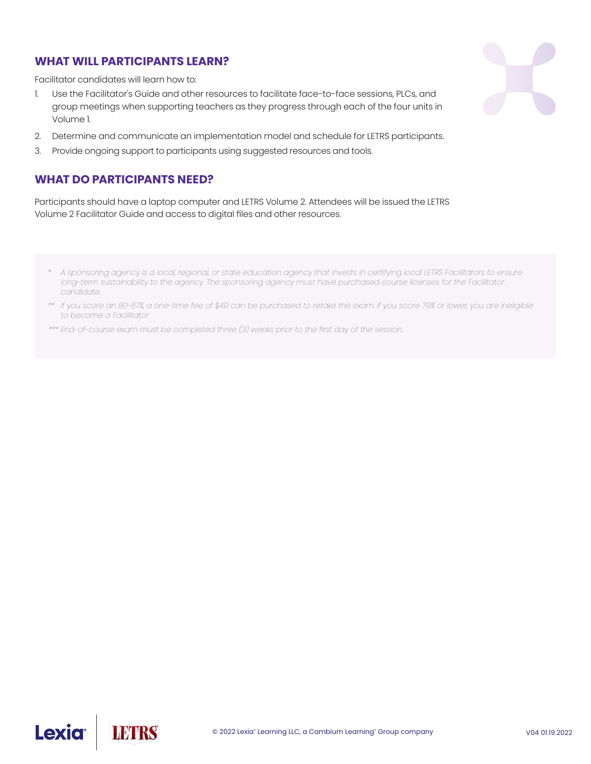## WHAT WILL PARTICIPANTS LEARN?

Facilitator candidates will learn how to:

1. Use the Facilitator's Guide and other resources to facilitate face-to-face sessions, PLCs, and group meetings when supporting teachers as they progress through each of the four units in Volume 1.
2. Determine and communicate an implementation model and schedule for LETRS participants.
3. Provide ongoing support to participants using suggested resources and tools.

## WHAT DO PARTICIPANTS NEED?

Participants should have a laptop computer and LETRS Volume 2. Attendees will be issued the LETRS Volume 2 Facilitator Guide and access to digital files and other resources.

*\* A sponsoring agency is a local, regional, or state education agency that invests in certifying local LETRS Facilitators to ensure long-term sustainability to the agency. The sponsoring agency must have purchased course licenses for the Facilitator candidate.*

*\*\* If you score an 80-87%, a one-time fee of $49 can be purchased to retake the exam. If you score 79% or lower, you are ineligible to become a Facilitator.*

*\*\*\* End-of-course exam must be completed three (3) weeks prior to the first day of the session.*

© 2022 Lexia® Learning LLC, a Cambium Learning® Group company

V04 01.19.2022